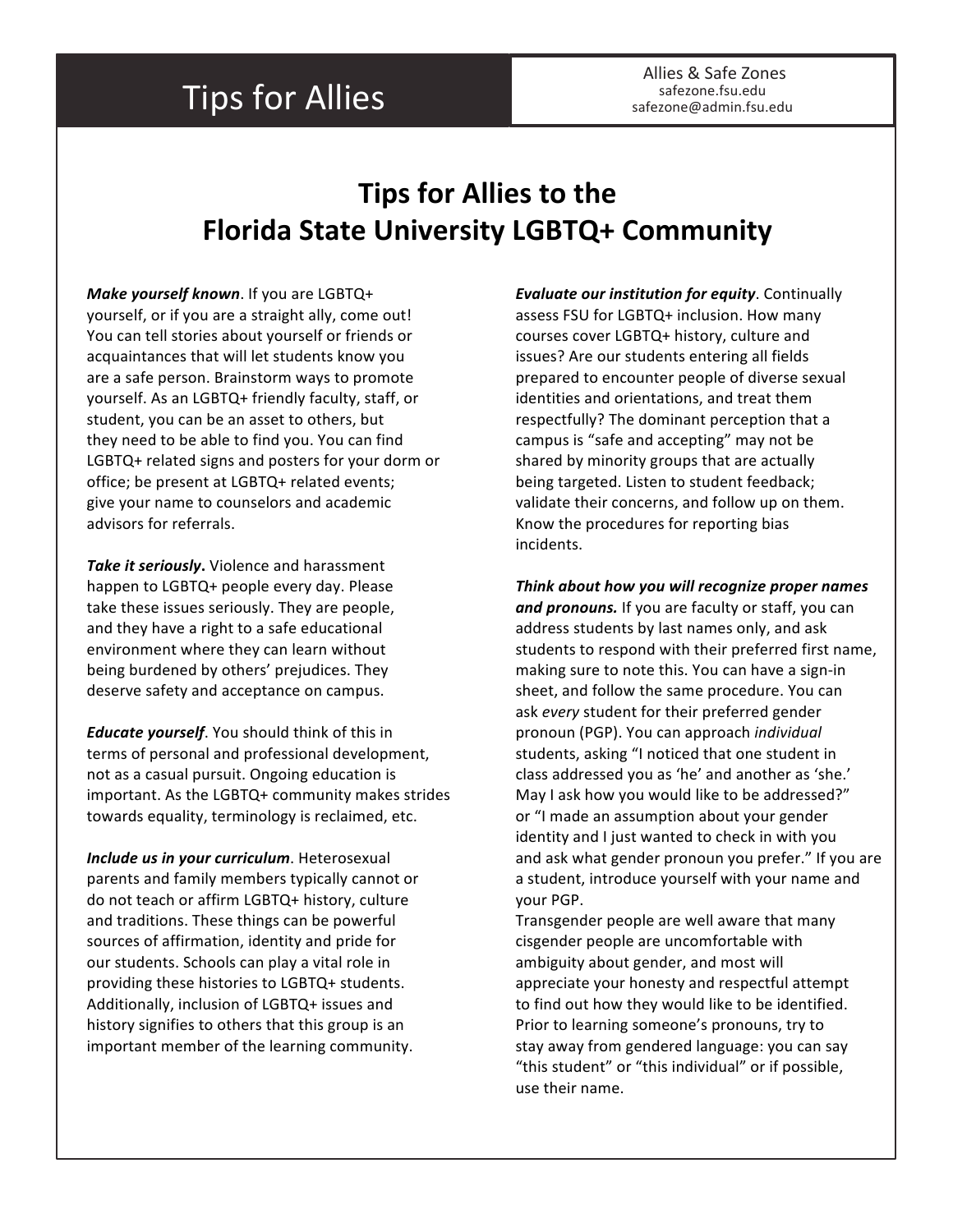# Tips for Allies

Allies & Safe Zones
safezone.fsu.edu
safezone@admin.fsu.edu

## Tips for Allies to the Florida State University LGBTQ+ Community

***Make yourself known***. If you are LGBTQ+ yourself, or if you are a straight ally, come out! You can tell stories about yourself or friends or acquaintances that will let students know you are a safe person. Brainstorm ways to promote yourself. As an LGBTQ+ friendly faculty, staff, or student, you can be an asset to others, but they need to be able to find you. You can find LGBTQ+ related signs and posters for your dorm or office; be present at LGBTQ+ related events; give your name to counselors and academic advisors for referrals.

***Take it seriously*****.** Violence and harassment happen to LGBTQ+ people every day. Please take these issues seriously. They are people, and they have a right to a safe educational environment where they can learn without being burdened by others' prejudices. They deserve safety and acceptance on campus.

***Educate yourself***. You should think of this in terms of personal and professional development, not as a casual pursuit. Ongoing education is important. As the LGBTQ+ community makes strides towards equality, terminology is reclaimed, etc.

***Include us in your curriculum***. Heterosexual parents and family members typically cannot or do not teach or affirm LGBTQ+ history, culture and traditions. These things can be powerful sources of affirmation, identity and pride for our students. Schools can play a vital role in providing these histories to LGBTQ+ students. Additionally, inclusion of LGBTQ+ issues and history signifies to others that this group is an important member of the learning community.

***Evaluate our institution for equity***. Continually assess FSU for LGBTQ+ inclusion. How many courses cover LGBTQ+ history, culture and issues? Are our students entering all fields prepared to encounter people of diverse sexual identities and orientations, and treat them respectfully? The dominant perception that a campus is "safe and accepting" may not be shared by minority groups that are actually being targeted. Listen to student feedback; validate their concerns, and follow up on them. Know the procedures for reporting bias incidents.

***Think about how you will recognize proper names and pronouns.*** If you are faculty or staff, you can address students by last names only, and ask students to respond with their preferred first name, making sure to note this. You can have a sign-in sheet, and follow the same procedure. You can ask *every* student for their preferred gender pronoun (PGP). You can approach *individual* students, asking "I noticed that one student in class addressed you as 'he' and another as 'she.' May I ask how you would like to be addressed?" or "I made an assumption about your gender identity and I just wanted to check in with you and ask what gender pronoun you prefer." If you are a student, introduce yourself with your name and your PGP.
Transgender people are well aware that many cisgender people are uncomfortable with ambiguity about gender, and most will appreciate your honesty and respectful attempt to find out how they would like to be identified. Prior to learning someone's pronouns, try to stay away from gendered language: you can say "this student" or "this individual" or if possible, use their name.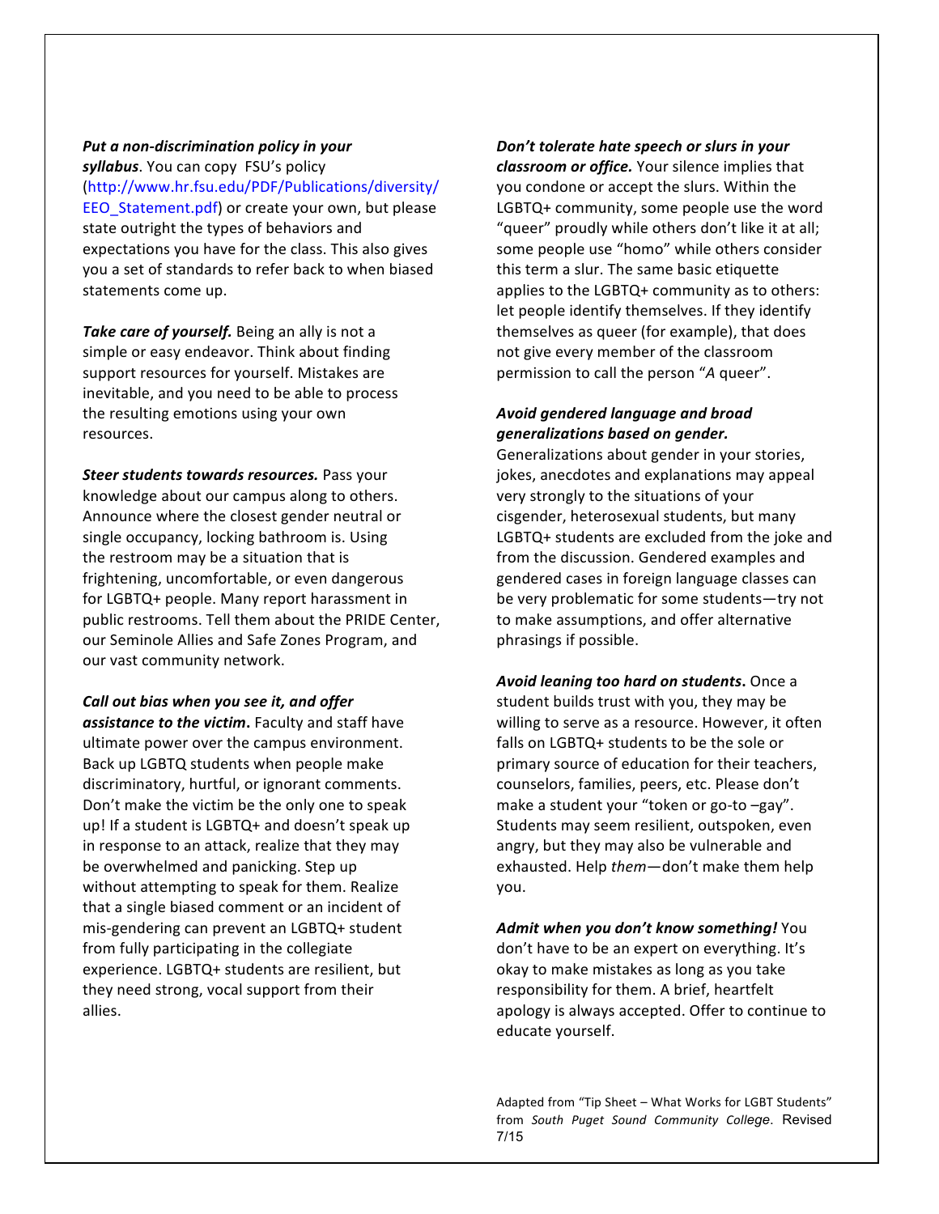***Put a non-discrimination policy in your syllabus***. You can copy FSU's policy (http://www.hr.fsu.edu/PDF/Publications/diversity/EEO_Statement.pdf) or create your own, but please state outright the types of behaviors and expectations you have for the class. This also gives you a set of standards to refer back to when biased statements come up.

***Take care of yourself.*** Being an ally is not a simple or easy endeavor. Think about finding support resources for yourself. Mistakes are inevitable, and you need to be able to process the resulting emotions using your own resources.

***Steer students towards resources.*** Pass your knowledge about our campus along to others. Announce where the closest gender neutral or single occupancy, locking bathroom is. Using the restroom may be a situation that is frightening, uncomfortable, or even dangerous for LGBTQ+ people. Many report harassment in public restrooms. Tell them about the PRIDE Center, our Seminole Allies and Safe Zones Program, and our vast community network.

***Call out bias when you see it, and offer assistance to the victim*****.** Faculty and staff have ultimate power over the campus environment. Back up LGBTQ students when people make discriminatory, hurtful, or ignorant comments. Don't make the victim be the only one to speak up! If a student is LGBTQ+ and doesn't speak up in response to an attack, realize that they may be overwhelmed and panicking. Step up without attempting to speak for them. Realize that a single biased comment or an incident of mis-gendering can prevent an LGBTQ+ student from fully participating in the collegiate experience. LGBTQ+ students are resilient, but they need strong, vocal support from their allies.

***Don't tolerate hate speech or slurs in your classroom or office.*** Your silence implies that you condone or accept the slurs. Within the LGBTQ+ community, some people use the word "queer" proudly while others don't like it at all; some people use "homo" while others consider this term a slur. The same basic etiquette applies to the LGBTQ+ community as to others: let people identify themselves. If they identify themselves as queer (for example), that does not give every member of the classroom permission to call the person "*A* queer".

***Avoid gendered language and broad generalizations based on gender.***
Generalizations about gender in your stories, jokes, anecdotes and explanations may appeal very strongly to the situations of your cisgender, heterosexual students, but many LGBTQ+ students are excluded from the joke and from the discussion. Gendered examples and gendered cases in foreign language classes can be very problematic for some students—try not to make assumptions, and offer alternative phrasings if possible.

***Avoid leaning too hard on students*****.** Once a student builds trust with you, they may be willing to serve as a resource. However, it often falls on LGBTQ+ students to be the sole or primary source of education for their teachers, counselors, families, peers, etc. Please don't make a student your "token or go-to –gay". Students may seem resilient, outspoken, even angry, but they may also be vulnerable and exhausted. Help *them*—don't make them help you.

***Admit when you don't know something!*** You don't have to be an expert on everything. It's okay to make mistakes as long as you take responsibility for them. A brief, heartfelt apology is always accepted. Offer to continue to educate yourself.

Adapted from "Tip Sheet – What Works for LGBT Students" from *South Puget Sound Community College*. Revised 7/15